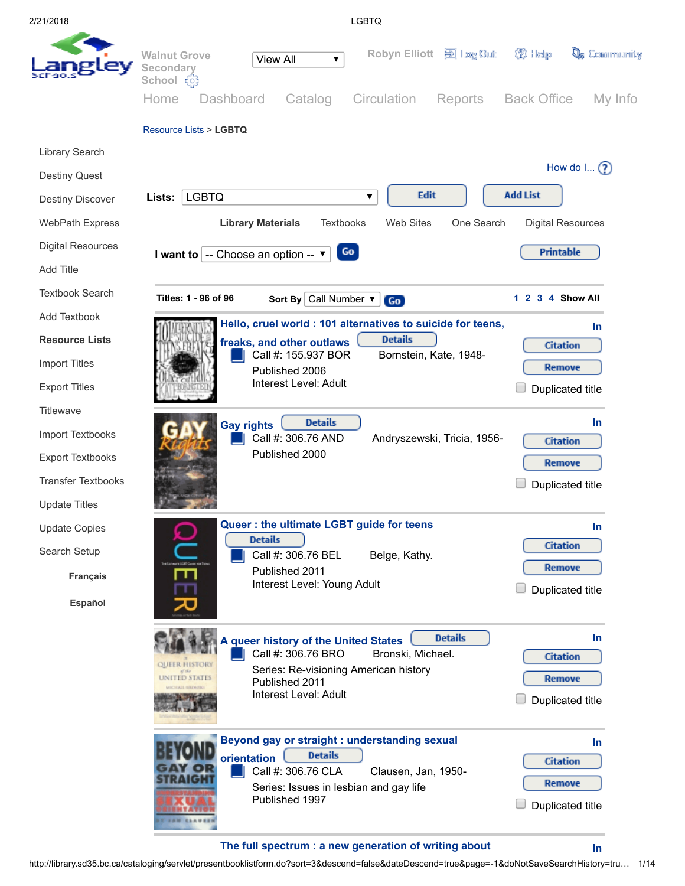Walnut Grove Secondary School

View All

Robyn Elliott Log Out Help Community

Home Dashboard Catalog Circulation Reports Back Office My Info

Resource Lists > **LGBTQ**

- Library Search
- Destiny Quest
- Destiny Discover
- WebPath Express
- Digital Resources
- Add Title
- Textbook Search
- Add Textbook
- **Resource Lists**
- Import Titles
- Export Titles
- Titlewave
- Import Textbooks
- Export Textbooks
- Transfer Textbooks
- Update Titles
- Update Copies
- Search Setup

**Français**

**Español**

How do I...

**Lists:** LGBTQ Edit Add List

**Library Materials** Textbooks Web Sites One Search Digital Resources

**I want to** -- Choose an option -- Go Printable

**Titles: 1 - 96 of 96** **Sort By** Call Number Go 1 2 3 4 **Show All**

---

**Hello, cruel world : 101 alternatives to suicide for teens, freaks, and other outlaws** Details
Call #: 155.937 BOR Bornstein, Kate, 1948-
Published 2006
Interest Level: Adult
In | Citation | Remove | Duplicated title

---

**Gay rights** Details
Call #: 306.76 AND Andryszewski, Tricia, 1956-
Published 2000
In | Citation | Remove | Duplicated title

---

**Queer : the ultimate LGBT guide for teens** Details
Call #: 306.76 BEL Belge, Kathy.
Published 2011
Interest Level: Young Adult
In | Citation | Remove | Duplicated title

---

**A queer history of the United States** Details
Call #: 306.76 BRO Bronski, Michael.
Series: Re-visioning American history
Published 2011
Interest Level: Adult
In | Citation | Remove | Duplicated title

---

**Beyond gay or straight : understanding sexual orientation** Details
Call #: 306.76 CLA Clausen, Jan, 1950-
Series: Issues in lesbian and gay life
Published 1997
In | Citation | Remove | Duplicated title

---

**The full spectrum : a new generation of writing about** In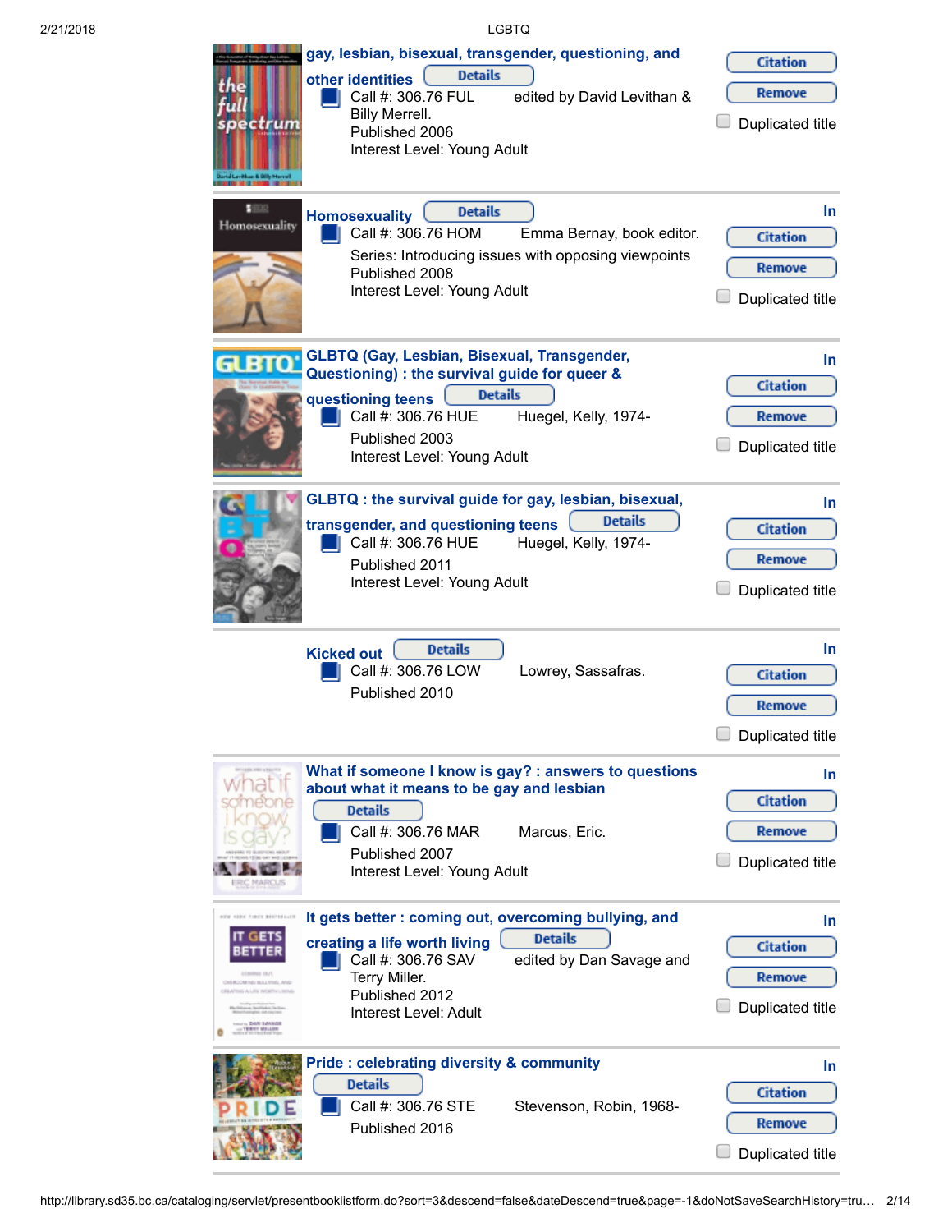**gay, lesbian, bisexual, transgender, questioning, and other identities** Details

Call #: 306.76 FUL — edited by David Levithan & Billy Merrell.
Published 2006
Interest Level: Young Adult

Citation | Remove | Duplicated title

---

**Homosexuality** Details

Call #: 306.76 HOM — Emma Bernay, book editor.
Series: Introducing issues with opposing viewpoints
Published 2008
Interest Level: Young Adult

In | Citation | Remove | Duplicated title

---

**GLBTQ (Gay, Lesbian, Bisexual, Transgender, Questioning) : the survival guide for queer & questioning teens** Details

Call #: 306.76 HUE — Huegel, Kelly, 1974-
Published 2003
Interest Level: Young Adult

In | Citation | Remove | Duplicated title

---

**GLBTQ : the survival guide for gay, lesbian, bisexual, transgender, and questioning teens** Details

Call #: 306.76 HUE — Huegel, Kelly, 1974-
Published 2011
Interest Level: Young Adult

In | Citation | Remove | Duplicated title

---

**Kicked out** Details

Call #: 306.76 LOW — Lowrey, Sassafras.
Published 2010

In | Citation | Remove | Duplicated title

---

**What if someone I know is gay? : answers to questions about what it means to be gay and lesbian** Details

Call #: 306.76 MAR — Marcus, Eric.
Published 2007
Interest Level: Young Adult

In | Citation | Remove | Duplicated title

---

**It gets better : coming out, overcoming bullying, and creating a life worth living** Details

Call #: 306.76 SAV — edited by Dan Savage and Terry Miller.
Published 2012
Interest Level: Adult

In | Citation | Remove | Duplicated title

---

**Pride : celebrating diversity & community** Details

Call #: 306.76 STE — Stevenson, Robin, 1968-
Published 2016

In | Citation | Remove | Duplicated title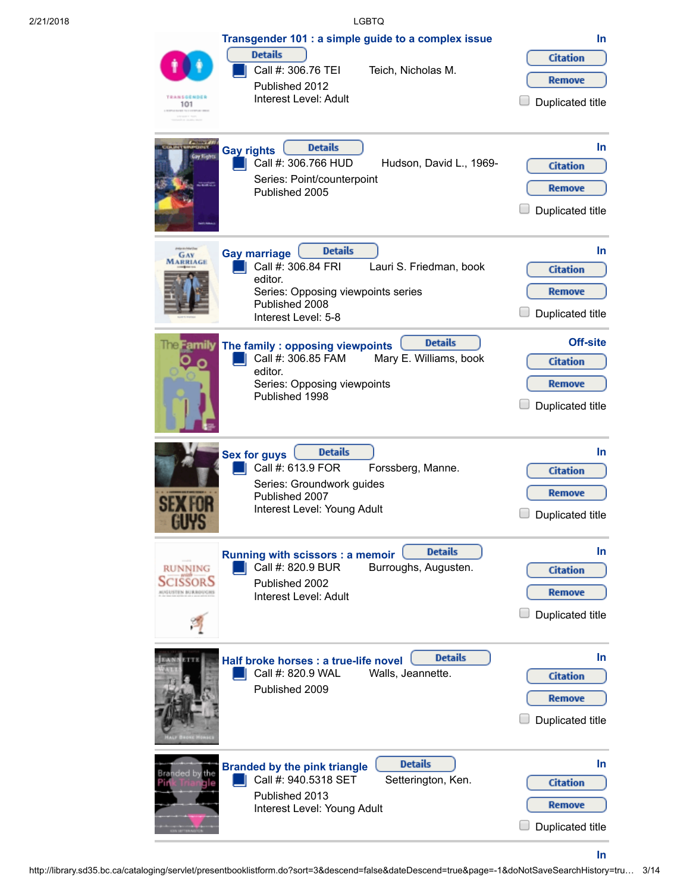### Transgender 101 : a simple guide to a complex issue

Details

Call #: 306.76 TEI    Teich, Nicholas M.

Published 2012

Interest Level: Adult

In

Citation

Remove

Duplicated title

---

### Gay rights

Details

Call #: 306.766 HUD    Hudson, David L., 1969-

Series: Point/counterpoint

Published 2005

In

Citation

Remove

Duplicated title

---

### Gay marriage

Details

Call #: 306.84 FRI    Lauri S. Friedman, book editor.

Series: Opposing viewpoints series

Published 2008

Interest Level: 5-8

In

Citation

Remove

Duplicated title

---

### The family : opposing viewpoints

Details

Call #: 306.85 FAM    Mary E. Williams, book editor.

Series: Opposing viewpoints

Published 1998

Off-site

Citation

Remove

Duplicated title

---

### Sex for guys

Details

Call #: 613.9 FOR    Forssberg, Manne.

Series: Groundwork guides

Published 2007

Interest Level: Young Adult

In

Citation

Remove

Duplicated title

---

### Running with scissors : a memoir

Details

Call #: 820.9 BUR    Burroughs, Augusten.

Published 2002

Interest Level: Adult

In

Citation

Remove

Duplicated title

---

### Half broke horses : a true-life novel

Details

Call #: 820.9 WAL    Walls, Jeannette.

Published 2009

In

Citation

Remove

Duplicated title

---

### Branded by the pink triangle

Details

Call #: 940.5318 SET    Setterington, Ken.

Published 2013

Interest Level: Young Adult

In

Citation

Remove

Duplicated title

---

In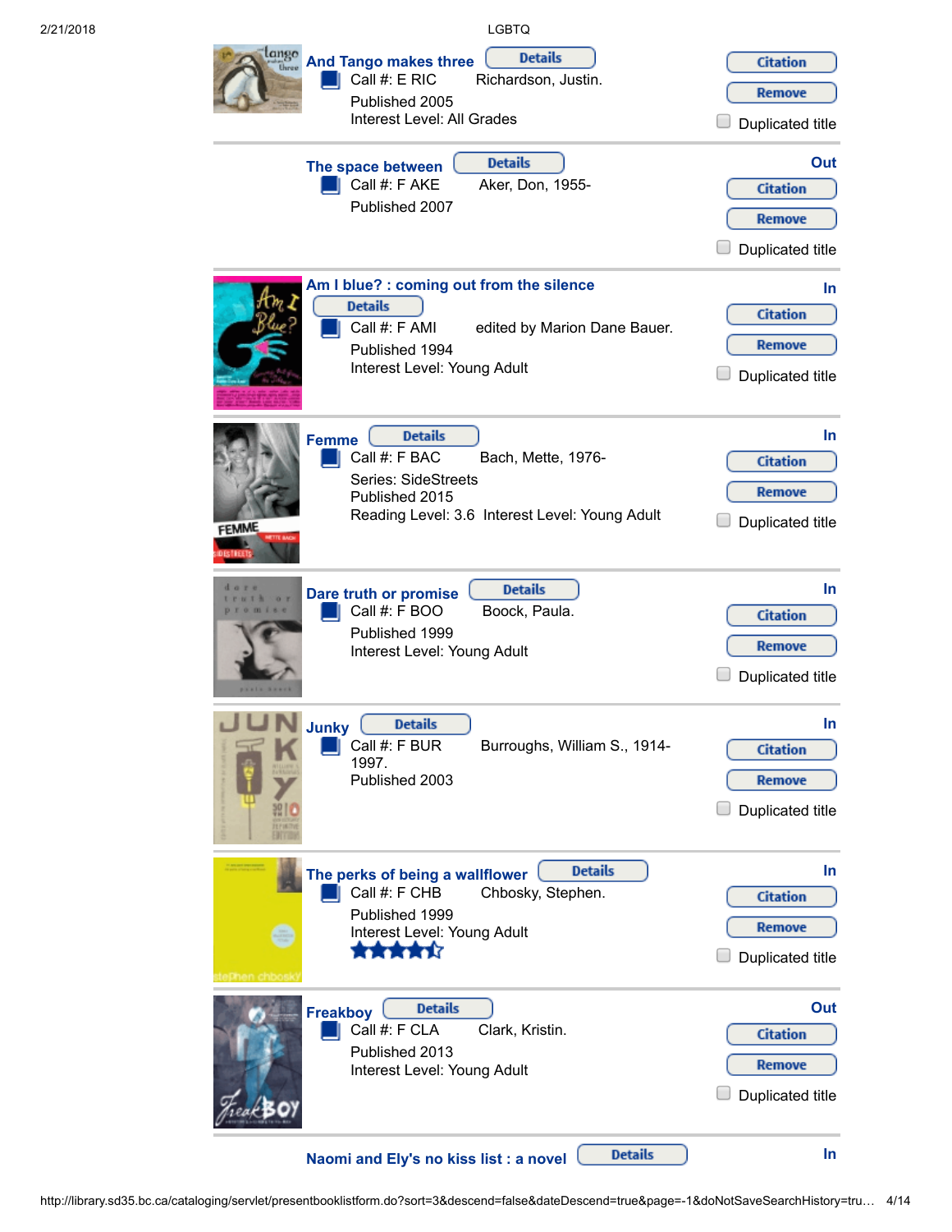**And Tango makes three** Details
Call #: E RIC Richardson, Justin.
Published 2005
Interest Level: All Grades

Citation
Remove
Duplicated title

---

**The space between** Details
Call #: F AKE Aker, Don, 1955-
Published 2007

Out
Citation
Remove
Duplicated title

---

**Am I blue? : coming out from the silence**
Details
Call #: F AMI edited by Marion Dane Bauer.
Published 1994
Interest Level: Young Adult

In
Citation
Remove
Duplicated title

---

**Femme** Details
Call #: F BAC Bach, Mette, 1976-
Series: SideStreets
Published 2015
Reading Level: 3.6 Interest Level: Young Adult

In
Citation
Remove
Duplicated title

---

**Dare truth or promise** Details
Call #: F BOO Boock, Paula.
Published 1999
Interest Level: Young Adult

In
Citation
Remove
Duplicated title

---

**Junky** Details
Call #: F BUR Burroughs, William S., 1914-1997.
Published 2003

In
Citation
Remove
Duplicated title

---

**The perks of being a wallflower** Details
Call #: F CHB Chbosky, Stephen.
Published 1999
Interest Level: Young Adult

In
Citation
Remove
Duplicated title

---

**Freakboy** Details
Call #: F CLA Clark, Kristin.
Published 2013
Interest Level: Young Adult

Out
Citation
Remove
Duplicated title

---

**Naomi and Ely's no kiss list : a novel** Details

In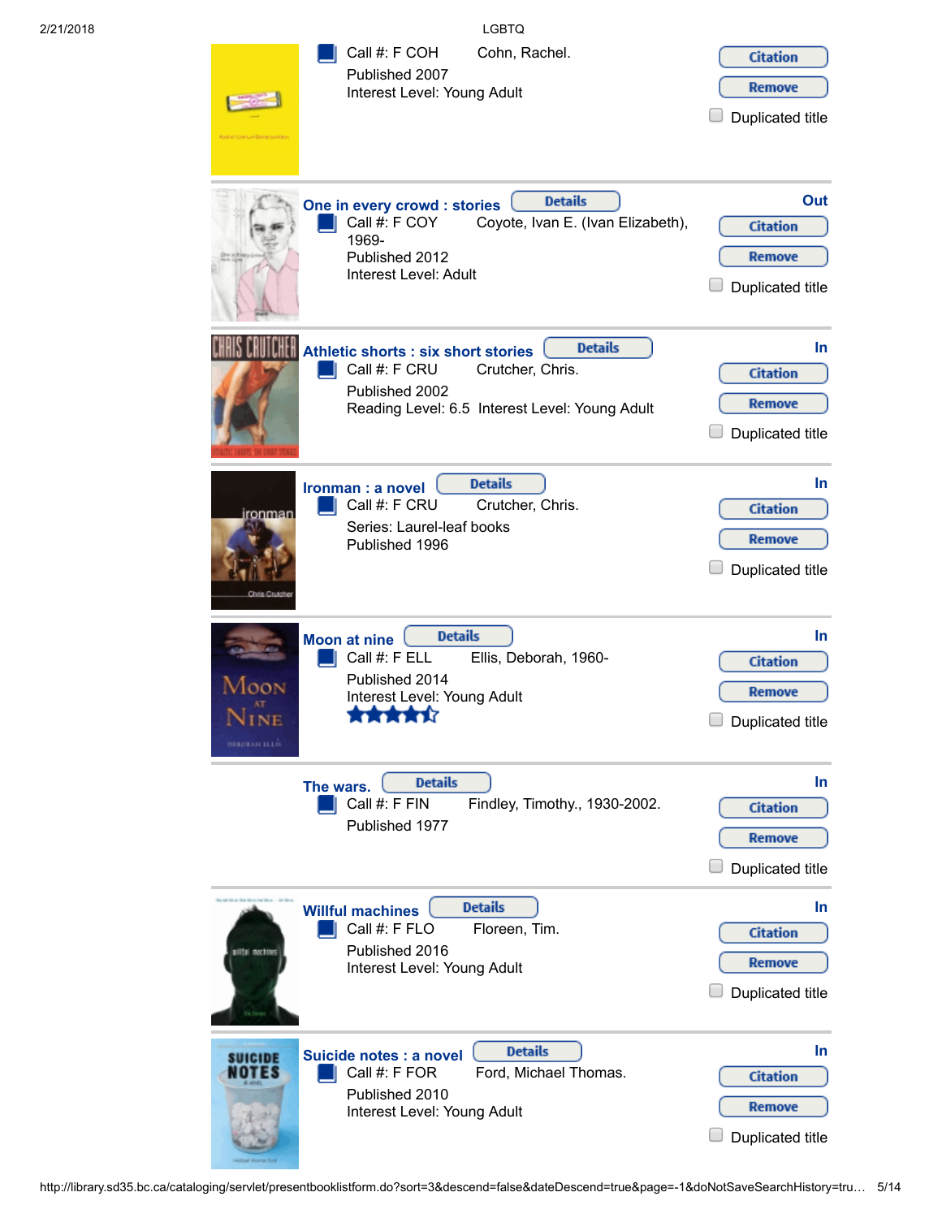Call #: F COH Cohn, Rachel.
Published 2007
Interest Level: Young Adult

Citation
Remove
Duplicated title

---

**One in every crowd : stories** Details

Out

Call #: F COY Coyote, Ivan E. (Ivan Elizabeth), 1969-
Published 2012
Interest Level: Adult

Citation
Remove
Duplicated title

---

**Athletic shorts : six short stories** Details

In

Call #: F CRU Crutcher, Chris.
Published 2002
Reading Level: 6.5 Interest Level: Young Adult

Citation
Remove
Duplicated title

---

**Ironman : a novel** Details

In

Call #: F CRU Crutcher, Chris.
Series: Laurel-leaf books
Published 1996

Citation
Remove
Duplicated title

---

**Moon at nine** Details

In

Call #: F ELL Ellis, Deborah, 1960-
Published 2014
Interest Level: Young Adult

Citation
Remove
Duplicated title

---

**The wars.** Details

In

Call #: F FIN Findley, Timothy., 1930-2002.
Published 1977

Citation
Remove
Duplicated title

---

**Willful machines** Details

In

Call #: F FLO Floreen, Tim.
Published 2016
Interest Level: Young Adult

Citation
Remove
Duplicated title

---

**Suicide notes : a novel** Details

In

Call #: F FOR Ford, Michael Thomas.
Published 2010
Interest Level: Young Adult

Citation
Remove
Duplicated title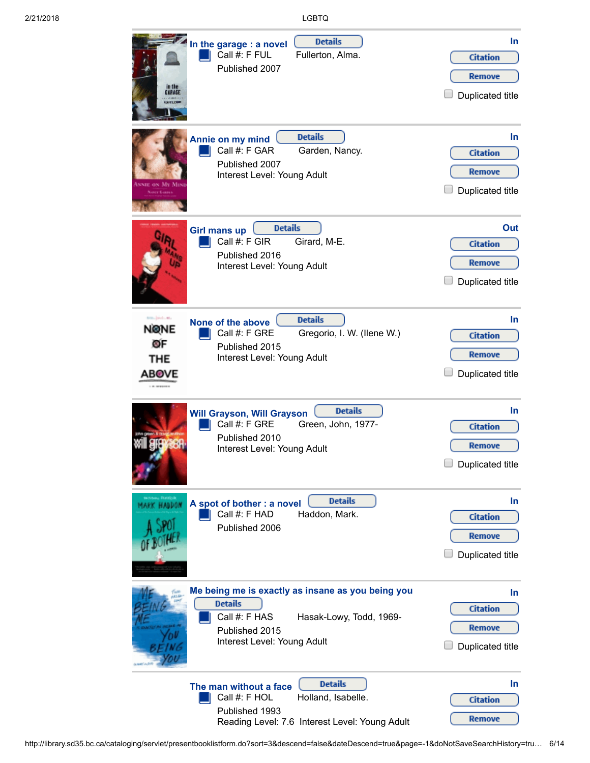**In the garage : a novel** Details

Call #: F FUL Fullerton, Alma.

Published 2007

In

Citation

Remove

Duplicated title

---

**Annie on my mind** Details

Call #: F GAR Garden, Nancy.

Published 2007

Interest Level: Young Adult

In

Citation

Remove

Duplicated title

---

**Girl mans up** Details

Call #: F GIR Girard, M-E.

Published 2016

Interest Level: Young Adult

Out

Citation

Remove

Duplicated title

---

**None of the above** Details

Call #: F GRE Gregorio, I. W. (Ilene W.)

Published 2015

Interest Level: Young Adult

In

Citation

Remove

Duplicated title

---

**Will Grayson, Will Grayson** Details

Call #: F GRE Green, John, 1977-

Published 2010

Interest Level: Young Adult

In

Citation

Remove

Duplicated title

---

**A spot of bother : a novel** Details

Call #: F HAD Haddon, Mark.

Published 2006

In

Citation

Remove

Duplicated title

---

**Me being me is exactly as insane as you being you**

Details

Call #: F HAS Hasak-Lowy, Todd, 1969-

Published 2015

Interest Level: Young Adult

In

Citation

Remove

Duplicated title

---

**The man without a face** Details

Call #: F HOL Holland, Isabelle.

Published 1993

Reading Level: 7.6 Interest Level: Young Adult

In

Citation

Remove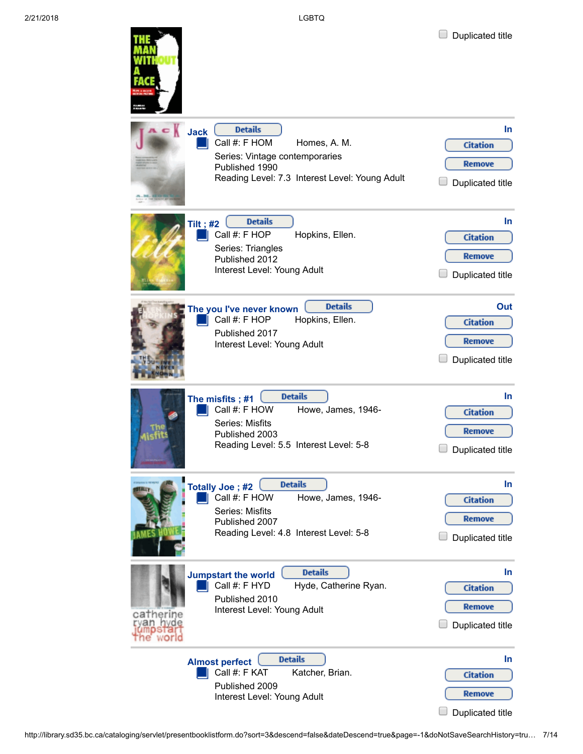Duplicated title

---

**Jack** Details

Call #: F HOM Homes, A. M.

Series: Vintage contemporaries

Published 1990

Reading Level: 7.3 Interest Level: Young Adult

In

Citation

Remove

Duplicated title

---

**Tilt ; #2** Details

Call #: F HOP Hopkins, Ellen.

Series: Triangles

Published 2012

Interest Level: Young Adult

In

Citation

Remove

Duplicated title

---

**The you I've never known** Details

Call #: F HOP Hopkins, Ellen.

Published 2017

Interest Level: Young Adult

Out

Citation

Remove

Duplicated title

---

**The misfits ; #1** Details

Call #: F HOW Howe, James, 1946-

Series: Misfits

Published 2003

Reading Level: 5.5 Interest Level: 5-8

In

Citation

Remove

Duplicated title

---

**Totally Joe ; #2** Details

Call #: F HOW Howe, James, 1946-

Series: Misfits

Published 2007

Reading Level: 4.8 Interest Level: 5-8

In

Citation

Remove

Duplicated title

---

**Jumpstart the world** Details

Call #: F HYD Hyde, Catherine Ryan.

Published 2010

Interest Level: Young Adult

In

Citation

Remove

Duplicated title

---

**Almost perfect** Details

Call #: F KAT Katcher, Brian.

Published 2009

Interest Level: Young Adult

In

Citation

Remove

Duplicated title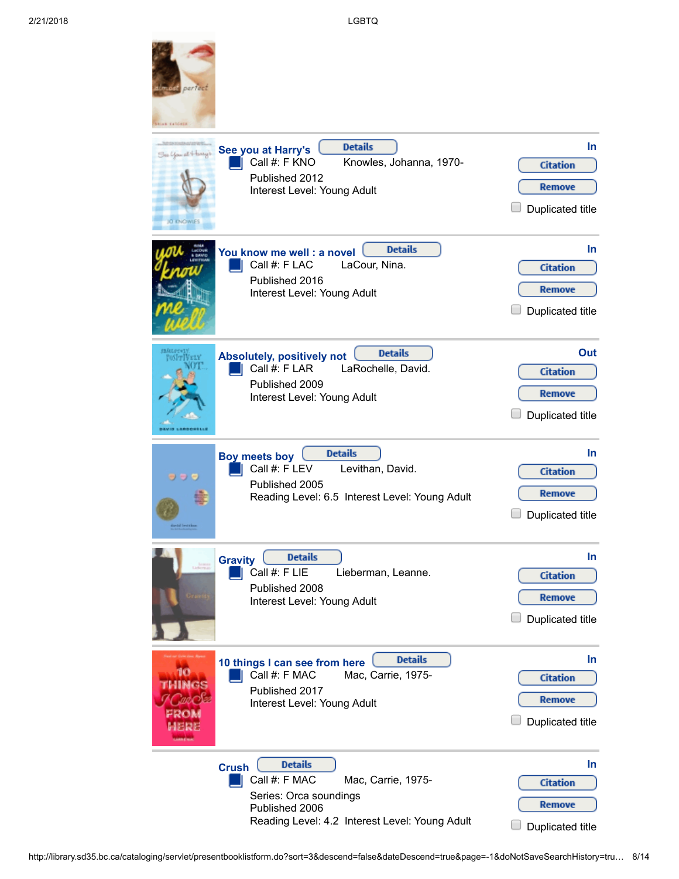**See you at Harry's** Details

Call #: F KNO Knowles, Johanna, 1970-

Published 2012

Interest Level: Young Adult

In

Citation

Remove

Duplicated title

---

**You know me well : a novel** Details

Call #: F LAC LaCour, Nina.

Published 2016

Interest Level: Young Adult

In

Citation

Remove

Duplicated title

---

**Absolutely, positively not** Details

Call #: F LAR LaRochelle, David.

Published 2009

Interest Level: Young Adult

Out

Citation

Remove

Duplicated title

---

**Boy meets boy** Details

Call #: F LEV Levithan, David.

Published 2005

Reading Level: 6.5 Interest Level: Young Adult

In

Citation

Remove

Duplicated title

---

**Gravity** Details

Call #: F LIE Lieberman, Leanne.

Published 2008

Interest Level: Young Adult

In

Citation

Remove

Duplicated title

---

**10 things I can see from here** Details

Call #: F MAC Mac, Carrie, 1975-

Published 2017

Interest Level: Young Adult

In

Citation

Remove

Duplicated title

---

**Crush** Details

Call #: F MAC Mac, Carrie, 1975-

Series: Orca soundings

Published 2006

Reading Level: 4.2 Interest Level: Young Adult

In

Citation

Remove

Duplicated title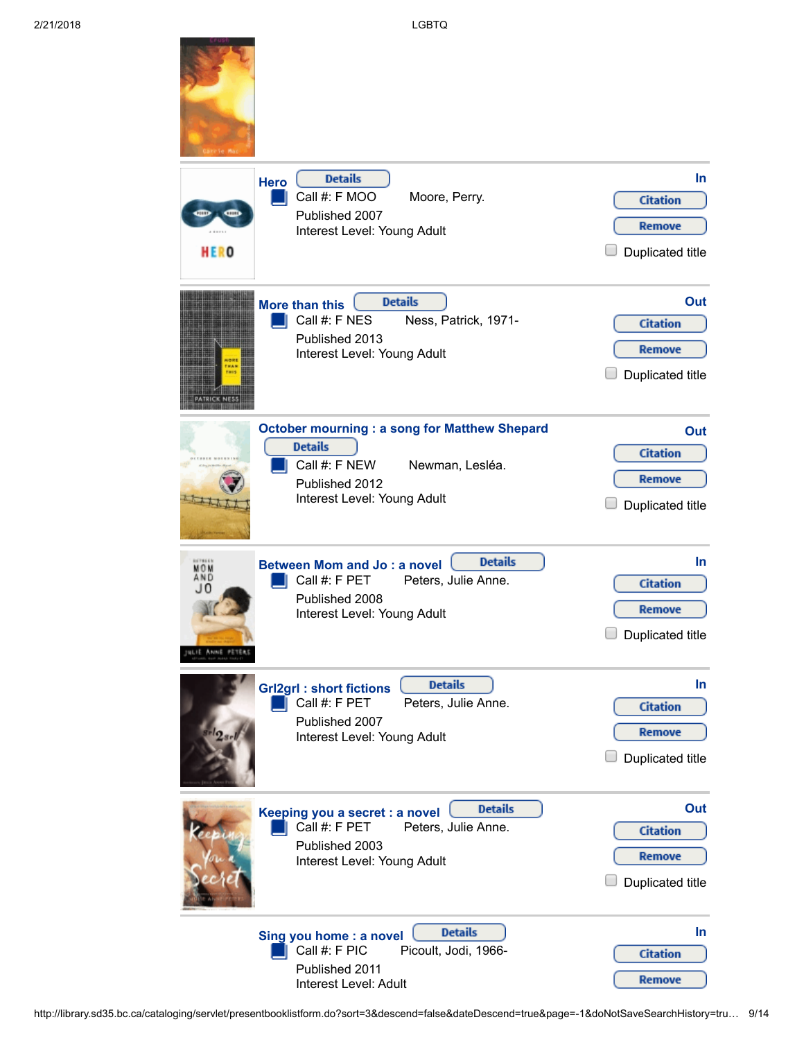**Hero** Details

Call #: F MOO    Moore, Perry.
Published 2007
Interest Level: Young Adult

In
Citation
Remove
Duplicated title

---

**More than this** Details

Call #: F NES    Ness, Patrick, 1971-
Published 2013
Interest Level: Young Adult

Out
Citation
Remove
Duplicated title

---

**October mourning : a song for Matthew Shepard** Details

Call #: F NEW    Newman, Lesléa.
Published 2012
Interest Level: Young Adult

Out
Citation
Remove
Duplicated title

---

**Between Mom and Jo : a novel** Details

Call #: F PET    Peters, Julie Anne.
Published 2008
Interest Level: Young Adult

In
Citation
Remove
Duplicated title

---

**Grl2grl : short fictions** Details

Call #: F PET    Peters, Julie Anne.
Published 2007
Interest Level: Young Adult

In
Citation
Remove
Duplicated title

---

**Keeping you a secret : a novel** Details

Call #: F PET    Peters, Julie Anne.
Published 2003
Interest Level: Young Adult

Out
Citation
Remove
Duplicated title

---

**Sing you home : a novel** Details

Call #: F PIC    Picoult, Jodi, 1966-
Published 2011
Interest Level: Adult

In
Citation
Remove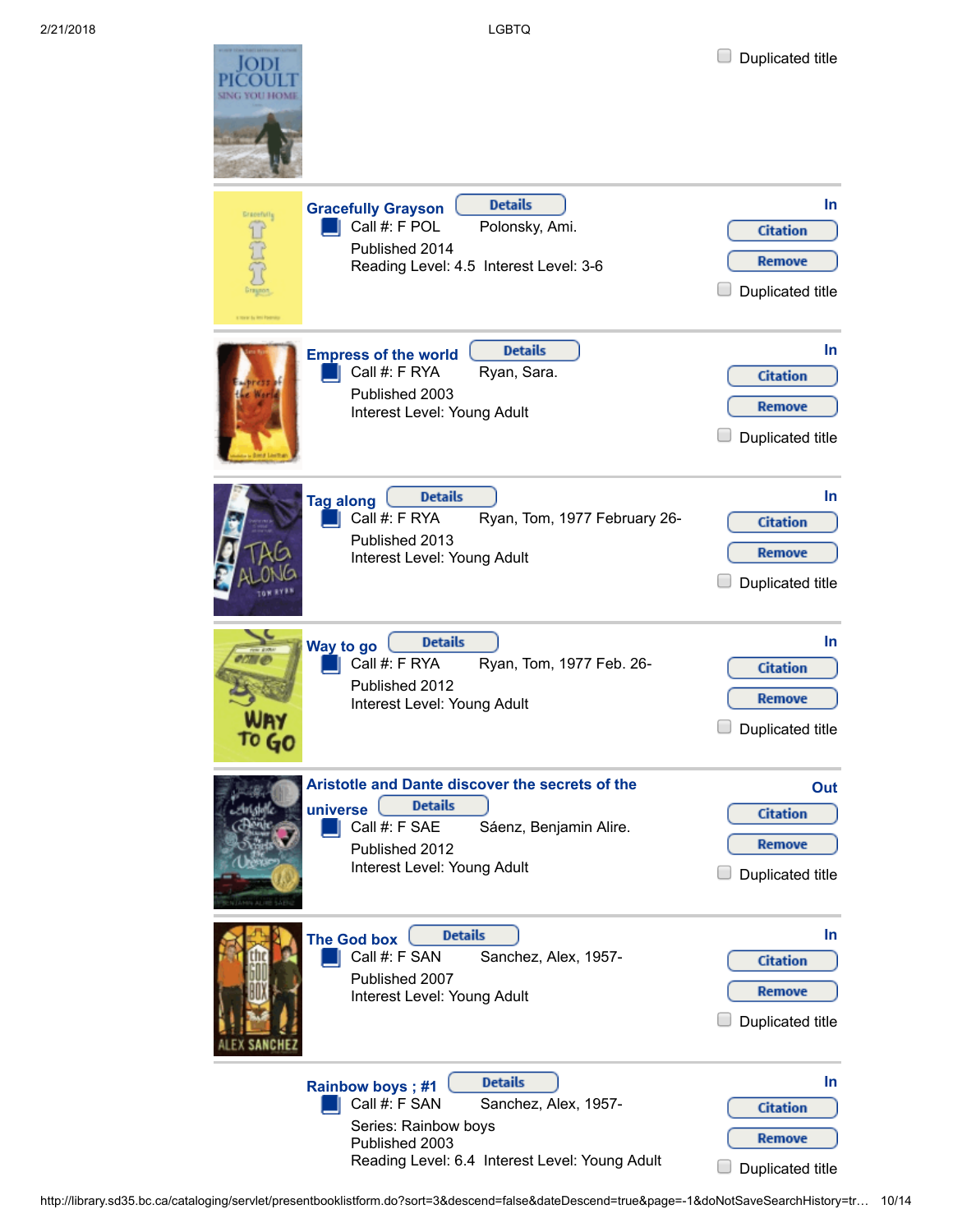Duplicated title

---

**Gracefully Grayson** Details

Call #: F POL Polonsky, Ami.
Published 2014
Reading Level: 4.5 Interest Level: 3-6

In
Citation
Remove
Duplicated title

---

**Empress of the world** Details

Call #: F RYA Ryan, Sara.
Published 2003
Interest Level: Young Adult

In
Citation
Remove
Duplicated title

---

**Tag along** Details

Call #: F RYA Ryan, Tom, 1977 February 26-
Published 2013
Interest Level: Young Adult

In
Citation
Remove
Duplicated title

---

**Way to go** Details

Call #: F RYA Ryan, Tom, 1977 Feb. 26-
Published 2012
Interest Level: Young Adult

In
Citation
Remove
Duplicated title

---

**Aristotle and Dante discover the secrets of the universe** Details

Call #: F SAE Sáenz, Benjamin Alire.
Published 2012
Interest Level: Young Adult

Out
Citation
Remove
Duplicated title

---

**The God box** Details

Call #: F SAN Sanchez, Alex, 1957-
Published 2007
Interest Level: Young Adult

In
Citation
Remove
Duplicated title

---

**Rainbow boys ; #1** Details

Call #: F SAN Sanchez, Alex, 1957-
Series: Rainbow boys
Published 2003
Reading Level: 6.4 Interest Level: Young Adult

In
Citation
Remove
Duplicated title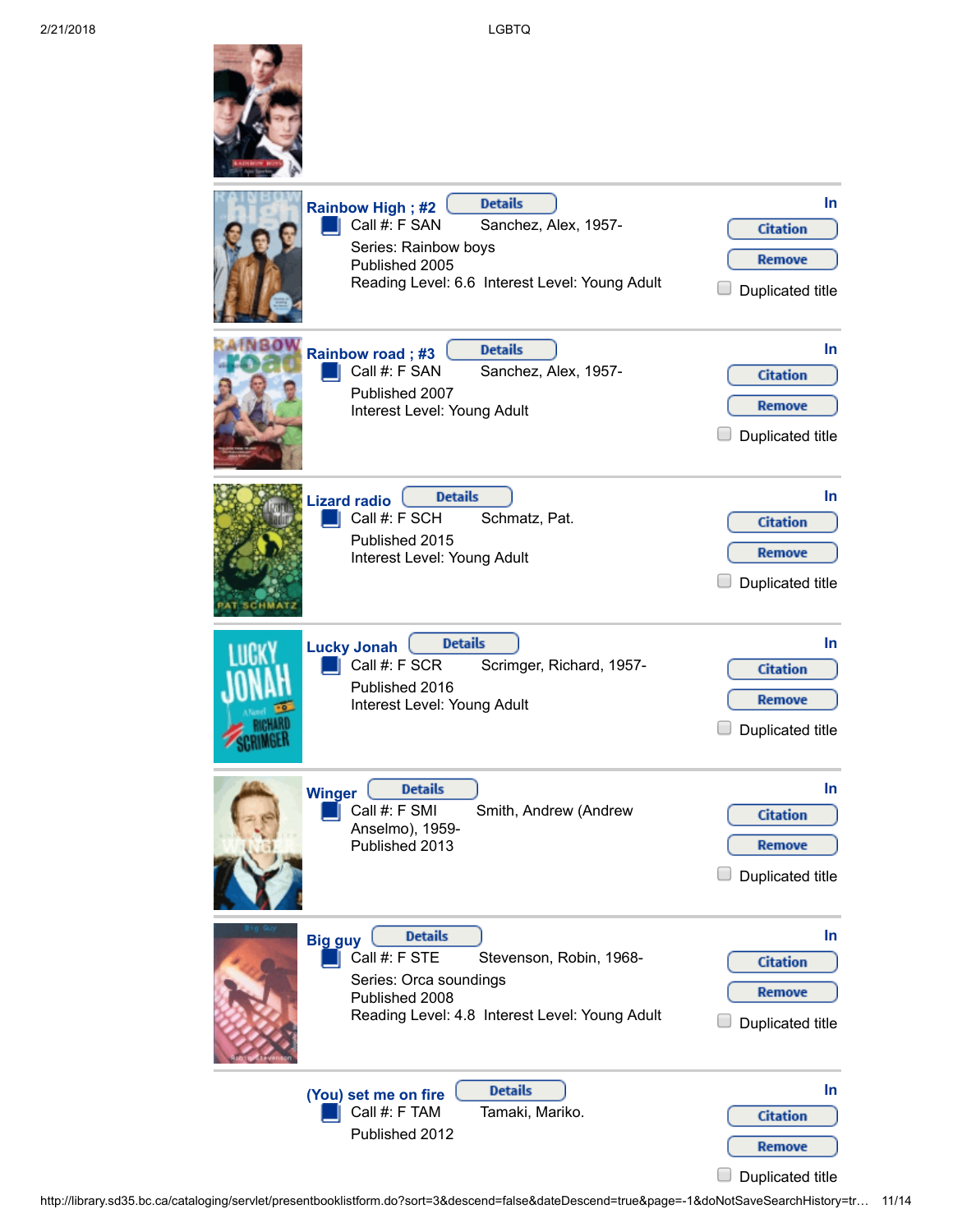**Rainbow High ; #2**
Call #: F SAN — Sanchez, Alex, 1957-
Series: Rainbow boys
Published 2005
Reading Level: 6.6 Interest Level: Young Adult
In

**Rainbow road ; #3**
Call #: F SAN — Sanchez, Alex, 1957-
Published 2007
Interest Level: Young Adult
In

**Lizard radio**
Call #: F SCH — Schmatz, Pat.
Published 2015
Interest Level: Young Adult
In

**Lucky Jonah**
Call #: F SCR — Scrimger, Richard, 1957-
Published 2016
Interest Level: Young Adult
In

**Winger**
Call #: F SMI — Smith, Andrew (Andrew Anselmo), 1959-
Published 2013
In

**Big guy**
Call #: F STE — Stevenson, Robin, 1968-
Series: Orca soundings
Published 2008
Reading Level: 4.8 Interest Level: Young Adult
In

**(You) set me on fire**
Call #: F TAM — Tamaki, Mariko.
Published 2012
In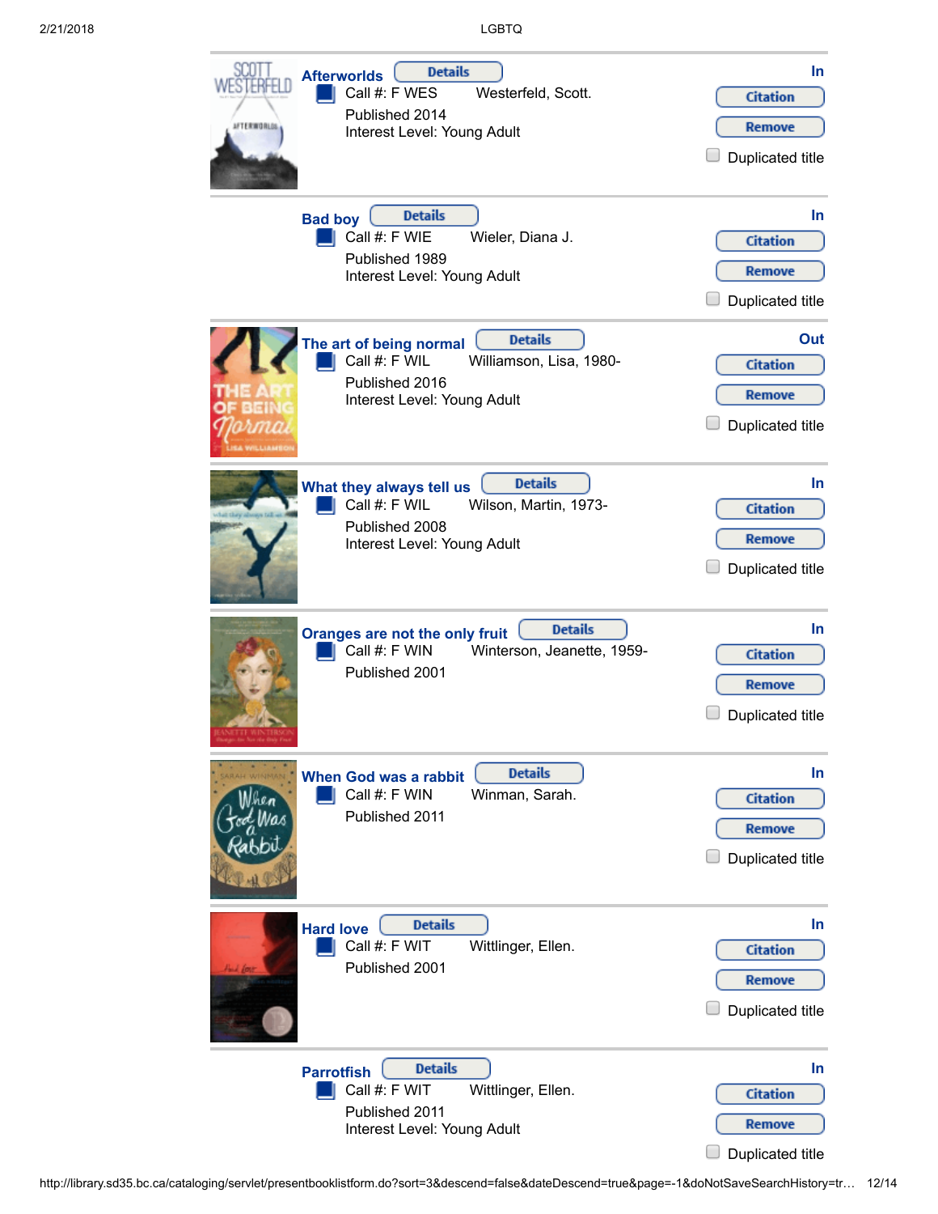**Afterworlds** Details

Call #: F WES Westerfeld, Scott.

Published 2014

Interest Level: Young Adult

In

Citation

Remove

Duplicated title

---

**Bad boy** Details

Call #: F WIE Wieler, Diana J.

Published 1989

Interest Level: Young Adult

In

Citation

Remove

Duplicated title

---

**The art of being normal** Details

Call #: F WIL Williamson, Lisa, 1980-

Published 2016

Interest Level: Young Adult

Out

Citation

Remove

Duplicated title

---

**What they always tell us** Details

Call #: F WIL Wilson, Martin, 1973-

Published 2008

Interest Level: Young Adult

In

Citation

Remove

Duplicated title

---

**Oranges are not the only fruit** Details

Call #: F WIN Winterson, Jeanette, 1959-

Published 2001

In

Citation

Remove

Duplicated title

---

**When God was a rabbit** Details

Call #: F WIN Winman, Sarah.

Published 2011

In

Citation

Remove

Duplicated title

---

**Hard love** Details

Call #: F WIT Wittlinger, Ellen.

Published 2001

In

Citation

Remove

Duplicated title

---

**Parrotfish** Details

Call #: F WIT Wittlinger, Ellen.

Published 2011

Interest Level: Young Adult

In

Citation

Remove

Duplicated title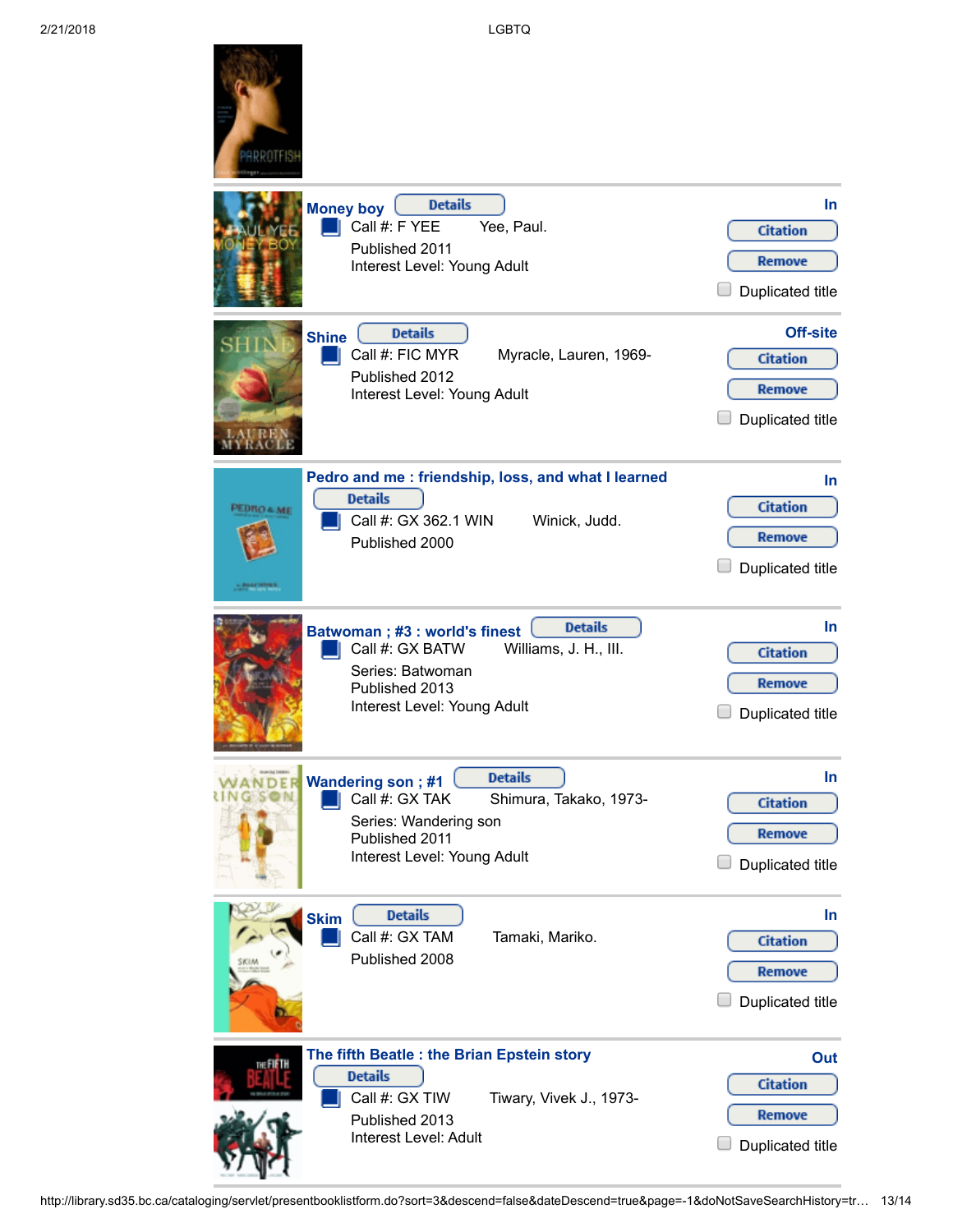**Money boy** Details

Call #: F YEE Yee, Paul.

Published 2011

Interest Level: Young Adult

In

Citation

Remove

Duplicated title

---

**Shine** Details

Call #: FIC MYR Myracle, Lauren, 1969-

Published 2012

Interest Level: Young Adult

Off-site

Citation

Remove

Duplicated title

---

**Pedro and me : friendship, loss, and what I learned**

Details

Call #: GX 362.1 WIN Winick, Judd.

Published 2000

In

Citation

Remove

Duplicated title

---

**Batwoman ; #3 : world's finest** Details

Call #: GX BATW Williams, J. H., III.

Series: Batwoman

Published 2013

Interest Level: Young Adult

In

Citation

Remove

Duplicated title

---

**Wandering son ; #1** Details

Call #: GX TAK Shimura, Takako, 1973-

Series: Wandering son

Published 2011

Interest Level: Young Adult

In

Citation

Remove

Duplicated title

---

**Skim** Details

Call #: GX TAM Tamaki, Mariko.

Published 2008

In

Citation

Remove

Duplicated title

---

**The fifth Beatle : the Brian Epstein story**

Details

Call #: GX TIW Tiwary, Vivek J., 1973-

Published 2013

Interest Level: Adult

Out

Citation

Remove

Duplicated title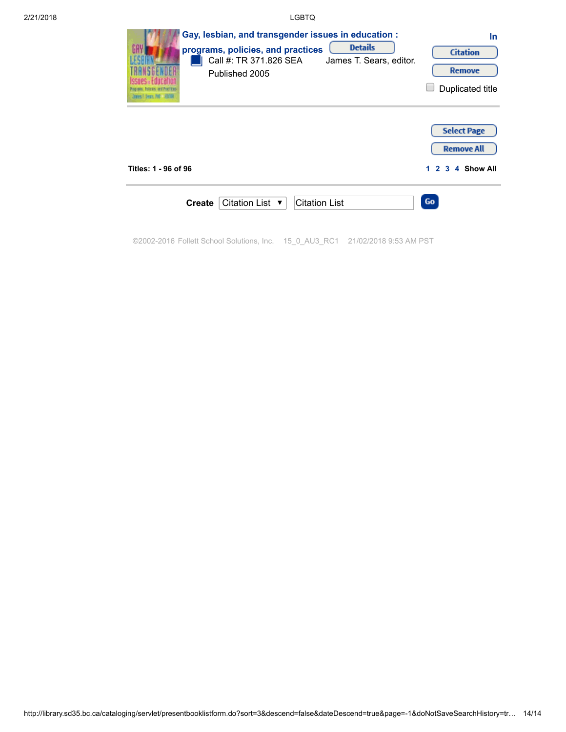**Gay, lesbian, and transgender issues in education : programs, policies, and practices** Details

Call #: TR 371.826 SEA James T. Sears, editor.

Published 2005

In

Citation

Remove

Duplicated title

Select Page

Remove All

**Titles: 1 - 96 of 96**

1 2 3 4 **Show All**

**Create** Citation List ▼ Citation List Go

©2002-2016 Follett School Solutions, Inc. 15_0_AU3_RC1 21/02/2018 9:53 AM PST